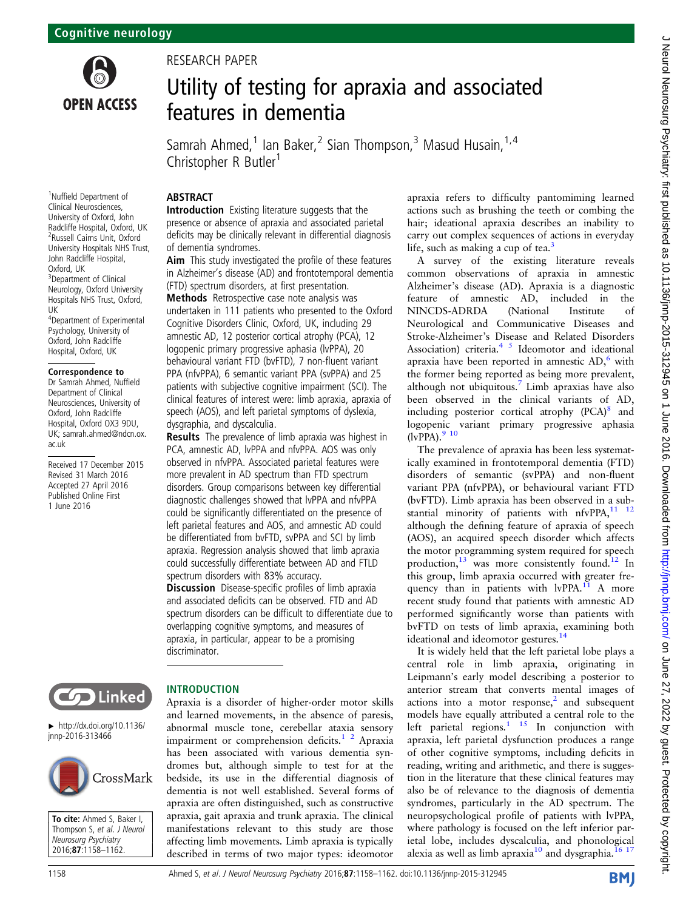Cognitive neurology

RESEARCH PAPER

# Utility of testing for apraxia and associated features in dementia

Samrah Ahmed,[1] Ian Baker,[2] Sian Thompson,[3] Masud Husain,[1,4] Christopher R Butler[1]

[1]Nuffield Department of Clinical Neurosciences, University of Oxford, John Radcliffe Hospital, Oxford, UK
[2]Russell Cairns Unit, Oxford University Hospitals NHS Trust, John Radcliffe Hospital, Oxford, UK
[3]Department of Clinical Neurology, Oxford University Hospitals NHS Trust, Oxford, UK
[4]Department of Experimental Psychology, University of Oxford, John Radcliffe Hospital, Oxford, UK

**Correspondence to**
Dr Samrah Ahmed, Nuffield Department of Clinical Neurosciences, University of Oxford, John Radcliffe Hospital, Oxford OX3 9DU, UK; samrah.ahmed@ndcn.ox.ac.uk

Received 17 December 2015
Revised 31 March 2016
Accepted 27 April 2016
Published Online First 1 June 2016

► http://dx.doi.org/10.1136/jnnp-2016-313466

**To cite:** Ahmed S, Baker I, Thompson S, *et al*. *J Neurol Neurosurg Psychiatry* 2016;**87**:1158–1162.

## ABSTRACT

**Introduction** Existing literature suggests that the presence or absence of apraxia and associated parietal deficits may be clinically relevant in differential diagnosis of dementia syndromes.

**Aim** This study investigated the profile of these features in Alzheimer's disease (AD) and frontotemporal dementia (FTD) spectrum disorders, at first presentation.

**Methods** Retrospective case note analysis was undertaken in 111 patients who presented to the Oxford Cognitive Disorders Clinic, Oxford, UK, including 29 amnestic AD, 12 posterior cortical atrophy (PCA), 12 logopenic primary progressive aphasia (lvPPA), 20 behavioural variant FTD (bvFTD), 7 non-fluent variant PPA (nfvPPA), 6 semantic variant PPA (svPPA) and 25 patients with subjective cognitive impairment (SCI). The clinical features of interest were: limb apraxia, apraxia of speech (AOS), and left parietal symptoms of dyslexia, dysgraphia, and dyscalculia.

**Results** The prevalence of limb apraxia was highest in PCA, amnestic AD, lvPPA and nfvPPA. AOS was only observed in nfvPPA. Associated parietal features were more prevalent in AD spectrum than FTD spectrum disorders. Group comparisons between key differential diagnostic challenges showed that lvPPA and nfvPPA could be significantly differentiated on the presence of left parietal features and AOS, and amnestic AD could be differentiated from bvFTD, svPPA and SCI by limb apraxia. Regression analysis showed that limb apraxia could successfully differentiate between AD and FTLD spectrum disorders with 83% accuracy.

**Discussion** Disease-specific profiles of limb apraxia and associated deficits can be observed. FTD and AD spectrum disorders can be difficult to differentiate due to overlapping cognitive symptoms, and measures of apraxia, in particular, appear to be a promising discriminator.

## INTRODUCTION

Apraxia is a disorder of higher-order motor skills and learned movements, in the absence of paresis, abnormal muscle tone, cerebellar ataxia sensory impairment or comprehension deficits.[1,2] Apraxia has been associated with various dementia syndromes but, although simple to test for at the bedside, its use in the differential diagnosis of dementia is not well established. Several forms of apraxia are often distinguished, such as constructive apraxia, gait apraxia and trunk apraxia. The clinical manifestations relevant to this study are those affecting limb movements. Limb apraxia is typically described in terms of two major types: ideomotor apraxia refers to difficulty pantomiming learned actions such as brushing the teeth or combing the hair; ideational apraxia describes an inability to carry out complex sequences of actions in everyday life, such as making a cup of tea.[3]

A survey of the existing literature reveals common observations of apraxia in amnestic Alzheimer's disease (AD). Apraxia is a diagnostic feature of amnestic AD, included in the NINCDS-ADRDA (National Institute of Neurological and Communicative Diseases and Stroke-Alzheimer's Disease and Related Disorders Association) criteria.[4,5] Ideomotor and ideational apraxia have been reported in amnestic AD,[6] with the former being reported as being more prevalent, although not ubiquitous.[7] Limb apraxias have also been observed in the clinical variants of AD, including posterior cortical atrophy (PCA)[8] and logopenic variant primary progressive aphasia (lvPPA).[9,10]

The prevalence of apraxia has been less systematically examined in frontotemporal dementia (FTD) disorders of semantic (svPPA) and non-fluent variant PPA (nfvPPA), or behavioural variant FTD (bvFTD). Limb apraxia has been observed in a substantial minority of patients with nfvPPA,[11,12] although the defining feature of apraxia of speech (AOS), an acquired speech disorder which affects the motor programming system required for speech production,[13] was more consistently found.[12] In this group, limb apraxia occurred with greater frequency than in patients with lvPPA.[11] A more recent study found that patients with amnestic AD performed significantly worse than patients with bvFTD on tests of limb apraxia, examining both ideational and ideomotor gestures.[14]

It is widely held that the left parietal lobe plays a central role in limb apraxia, originating in Leipmann's early model describing a posterior to anterior stream that converts mental images of actions into a motor response,[2] and subsequent models have equally attributed a central role to the left parietal regions.[1,15] In conjunction with apraxia, left parietal dysfunction produces a range of other cognitive symptoms, including deficits in reading, writing and arithmetic, and there is suggestion in the literature that these clinical features may also be of relevance to the diagnosis of dementia syndromes, particularly in the AD spectrum. The neuropsychological profile of patients with lvPPA, where pathology is focused on the left inferior parietal lobe, includes dyscalculia, and phonological alexia as well as limb apraxia[10] and dysgraphia.[16,17]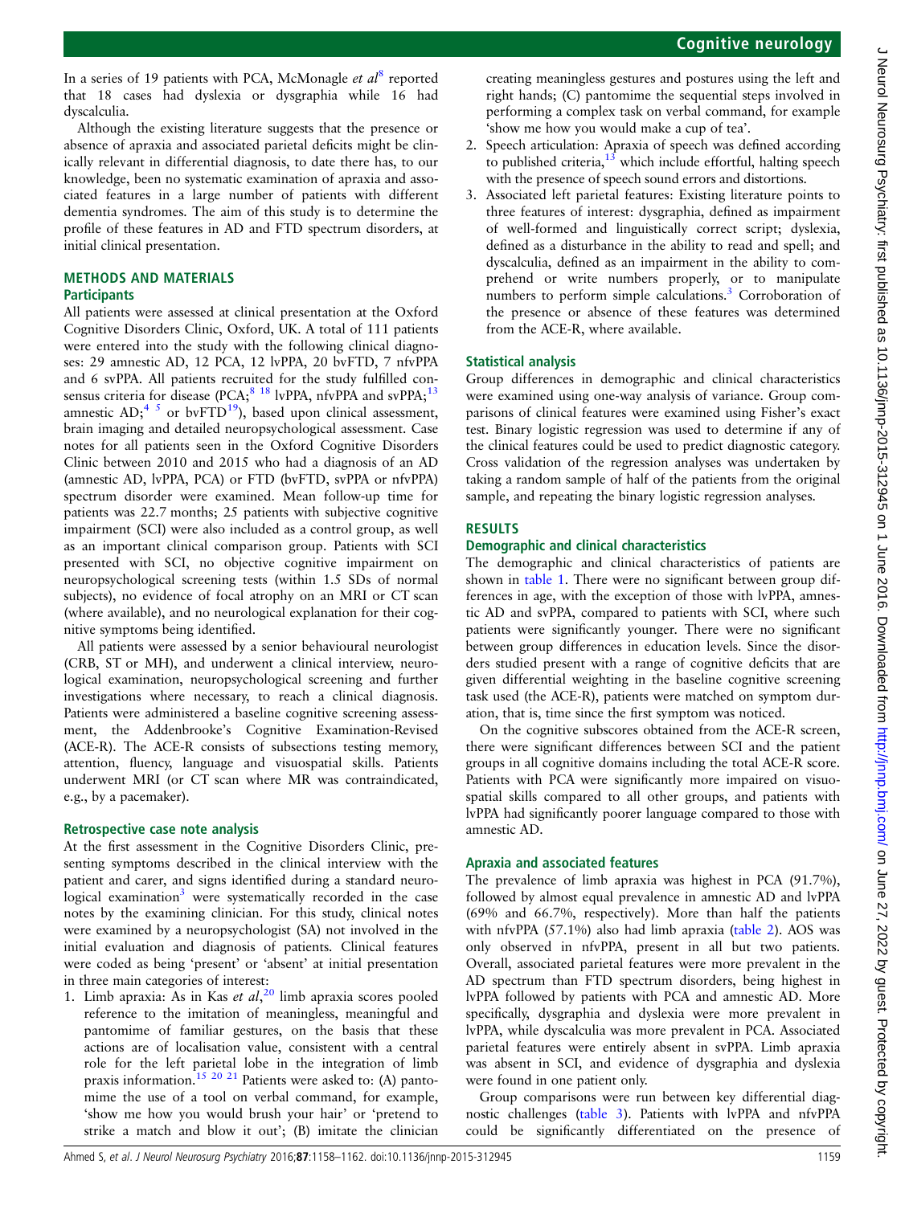In a series of 19 patients with PCA, McMonagle *et al*[8] reported that 18 cases had dyslexia or dysgraphia while 16 had dyscalculia.

Although the existing literature suggests that the presence or absence of apraxia and associated parietal deficits might be clinically relevant in differential diagnosis, to date there has, to our knowledge, been no systematic examination of apraxia and associated features in a large number of patients with different dementia syndromes. The aim of this study is to determine the profile of these features in AD and FTD spectrum disorders, at initial clinical presentation.

## METHODS AND MATERIALS

### Participants

All patients were assessed at clinical presentation at the Oxford Cognitive Disorders Clinic, Oxford, UK. A total of 111 patients were entered into the study with the following clinical diagnoses: 29 amnestic AD, 12 PCA, 12 lvPPA, 20 bvFTD, 7 nfvPPA and 6 svPPA. All patients recruited for the study fulfilled consensus criteria for disease (PCA;[8 18] lvPPA, nfvPPA and svPPA;[13] amnestic AD;[4 5] or bvFTD[19]), based upon clinical assessment, brain imaging and detailed neuropsychological assessment. Case notes for all patients seen in the Oxford Cognitive Disorders Clinic between 2010 and 2015 who had a diagnosis of an AD (amnestic AD, lvPPA, PCA) or FTD (bvFTD, svPPA or nfvPPA) spectrum disorder were examined. Mean follow-up time for patients was 22.7 months; 25 patients with subjective cognitive impairment (SCI) were also included as a control group, as well as an important clinical comparison group. Patients with SCI presented with SCI, no objective cognitive impairment on neuropsychological screening tests (within 1.5 SDs of normal subjects), no evidence of focal atrophy on an MRI or CT scan (where available), and no neurological explanation for their cognitive symptoms being identified.

All patients were assessed by a senior behavioural neurologist (CRB, ST or MH), and underwent a clinical interview, neurological examination, neuropsychological screening and further investigations where necessary, to reach a clinical diagnosis. Patients were administered a baseline cognitive screening assessment, the Addenbrooke's Cognitive Examination-Revised (ACE-R). The ACE-R consists of subsections testing memory, attention, fluency, language and visuospatial skills. Patients underwent MRI (or CT scan where MR was contraindicated, e.g., by a pacemaker).

### Retrospective case note analysis

At the first assessment in the Cognitive Disorders Clinic, presenting symptoms described in the clinical interview with the patient and carer, and signs identified during a standard neurological examination[3] were systematically recorded in the case notes by the examining clinician. For this study, clinical notes were examined by a neuropsychologist (SA) not involved in the initial evaluation and diagnosis of patients. Clinical features were coded as being 'present' or 'absent' at initial presentation in three main categories of interest:

1. Limb apraxia: As in Kas *et al*,[20] limb apraxia scores pooled reference to the imitation of meaningless, meaningful and pantomime of familiar gestures, on the basis that these actions are of localisation value, consistent with a central role for the left parietal lobe in the integration of limb praxis information.[15 20 21] Patients were asked to: (A) pantomime the use of a tool on verbal command, for example, 'show me how you would brush your hair' or 'pretend to strike a match and blow it out'; (B) imitate the clinician creating meaningless gestures and postures using the left and right hands; (C) pantomime the sequential steps involved in performing a complex task on verbal command, for example 'show me how you would make a cup of tea'.
2. Speech articulation: Apraxia of speech was defined according to published criteria,[13] which include effortful, halting speech with the presence of speech sound errors and distortions.
3. Associated left parietal features: Existing literature points to three features of interest: dysgraphia, defined as impairment of well-formed and linguistically correct script; dyslexia, defined as a disturbance in the ability to read and spell; and dyscalculia, defined as an impairment in the ability to comprehend or write numbers properly, or to manipulate numbers to perform simple calculations.[3] Corroboration of the presence or absence of these features was determined from the ACE-R, where available.

### Statistical analysis

Group differences in demographic and clinical characteristics were examined using one-way analysis of variance. Group comparisons of clinical features were examined using Fisher's exact test. Binary logistic regression was used to determine if any of the clinical features could be used to predict diagnostic category. Cross validation of the regression analyses was undertaken by taking a random sample of half of the patients from the original sample, and repeating the binary logistic regression analyses.

## RESULTS

### Demographic and clinical characteristics

The demographic and clinical characteristics of patients are shown in table 1. There were no significant between group differences in age, with the exception of those with lvPPA, amnestic AD and svPPA, compared to patients with SCI, where such patients were significantly younger. There were no significant between group differences in education levels. Since the disorders studied present with a range of cognitive deficits that are given differential weighting in the baseline cognitive screening task used (the ACE-R), patients were matched on symptom duration, that is, time since the first symptom was noticed.

On the cognitive subscores obtained from the ACE-R screen, there were significant differences between SCI and the patient groups in all cognitive domains including the total ACE-R score. Patients with PCA were significantly more impaired on visuospatial skills compared to all other groups, and patients with lvPPA had significantly poorer language compared to those with amnestic AD.

### Apraxia and associated features

The prevalence of limb apraxia was highest in PCA (91.7%), followed by almost equal prevalence in amnestic AD and lvPPA (69% and 66.7%, respectively). More than half the patients with nfvPPA (57.1%) also had limb apraxia (table 2). AOS was only observed in nfvPPA, present in all but two patients. Overall, associated parietal features were more prevalent in the AD spectrum than FTD spectrum disorders, being highest in lvPPA followed by patients with PCA and amnestic AD. More specifically, dysgraphia and dyslexia were more prevalent in lvPPA, while dyscalculia was more prevalent in PCA. Associated parietal features were entirely absent in svPPA. Limb apraxia was absent in SCI, and evidence of dysgraphia and dyslexia were found in one patient only.

Group comparisons were run between key differential diagnostic challenges (table 3). Patients with lvPPA and nfvPPA could be significantly differentiated on the presence of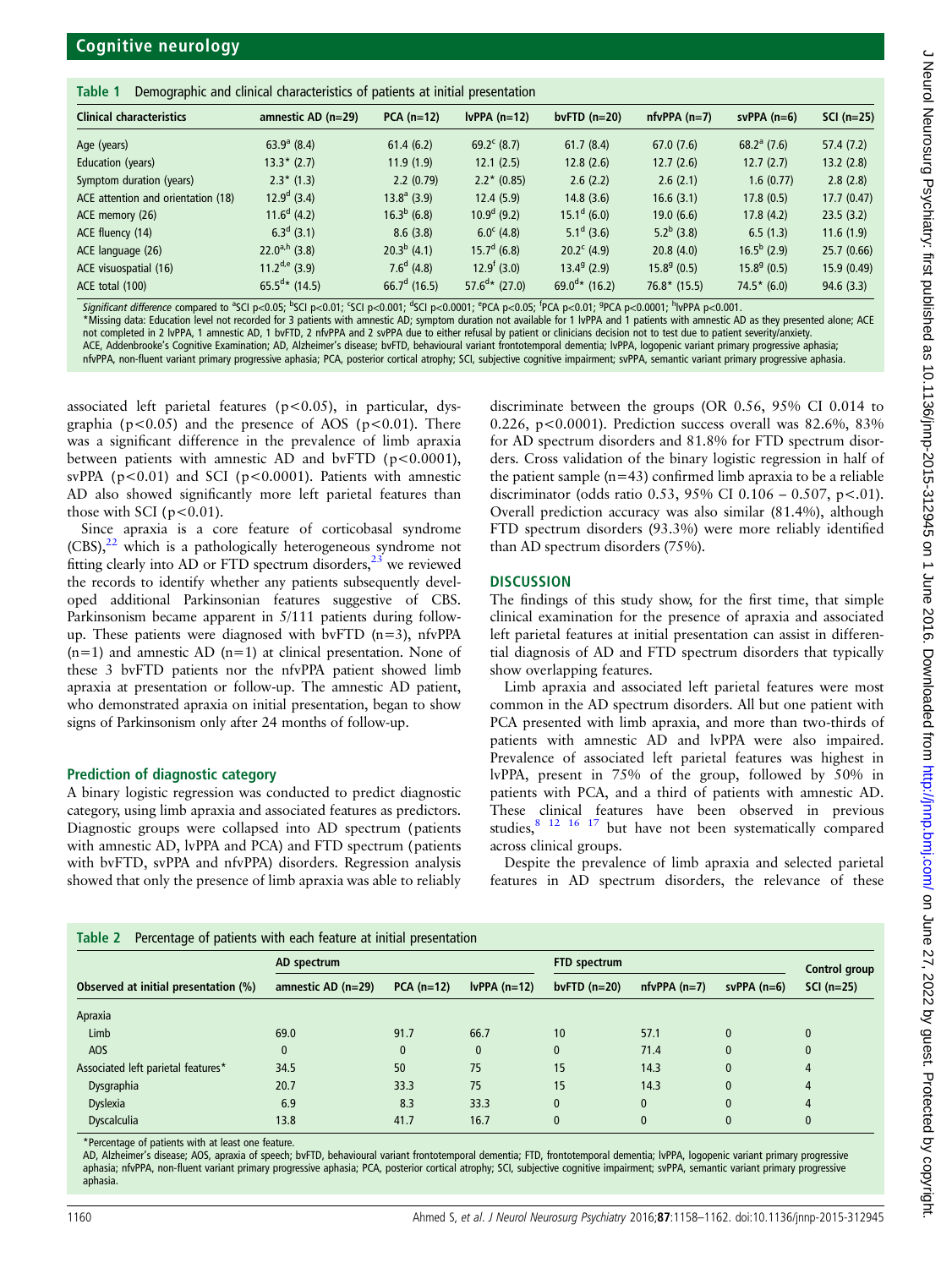**Table 1** Demographic and clinical characteristics of patients at initial presentation

| Clinical characteristics | amnestic AD (n=29) | PCA (n=12) | lvPPA (n=12) | bvFTD (n=20) | nfvPPA (n=7) | svPPA (n=6) | SCI (n=25) |
|---|---|---|---|---|---|---|---|
| Age (years) | 63.9[a] (8.4) | 61.4 (6.2) | 69.2[c] (8.7) | 61.7 (8.4) | 67.0 (7.6) | 68.2[a] (7.6) | 57.4 (7.2) |
| Education (years) | 13.3* (2.7) | 11.9 (1.9) | 12.1 (2.5) | 12.8 (2.6) | 12.7 (2.6) | 12.7 (2.7) | 13.2 (2.8) |
| Symptom duration (years) | 2.3* (1.3) | 2.2 (0.79) | 2.2* (0.85) | 2.6 (2.2) | 2.6 (2.1) | 1.6 (0.77) | 2.8 (2.8) |
| ACE attention and orientation (18) | 12.9[d] (3.4) | 13.8[a] (3.9) | 12.4 (5.9) | 14.8 (3.6) | 16.6 (3.1) | 17.8 (0.5) | 17.7 (0.47) |
| ACE memory (26) | 11.6[d] (4.2) | 16.3[b] (6.8) | 10.9[d] (9.2) | 15.1[d] (6.0) | 19.0 (6.6) | 17.8 (4.2) | 23.5 (3.2) |
| ACE fluency (14) | 6.3[d] (3.1) | 8.6 (3.8) | 6.0[c] (4.8) | 5.1[d] (3.6) | 5.2[b] (3.8) | 6.5 (1.3) | 11.6 (1.9) |
| ACE language (26) | 22.0[a,h] (3.8) | 20.3[b] (4.1) | 15.7[d] (6.8) | 20.2[c] (4.9) | 20.8 (4.0) | 16.5[b] (2.9) | 25.7 (0.66) |
| ACE visuospatial (16) | 11.2[d,e] (3.9) | 7.6[d] (4.8) | 12.9[f] (3.0) | 13.4[g] (2.9) | 15.8[g] (0.5) | 15.8[g] (0.5) | 15.9 (0.49) |
| ACE total (100) | 65.5[d]* (14.5) | 66.7[d] (16.5) | 57.6[d]* (27.0) | 69.0[d]* (16.2) | 76.8* (15.5) | 74.5* (6.0) | 94.6 (3.3) |

*Significant difference* compared to [a]SCI p<0.05; [b]SCI p<0.01; [c]SCI p<0.001; [d]SCI p<0.0001; [e]PCA p<0.05; [f]PCA p<0.01; [g]PCA p<0.0001; [h]lvPPA p<0.001.
*Missing data: Education level not recorded for 3 patients with amnestic AD; symptom duration not available for 1 lvPPA and 1 patients with amnestic AD as they presented alone; ACE not completed in 2 lvPPA, 1 amnestic AD, 1 bvFTD, 2 nfvPPA and 2 svPPA due to either refusal by patient or clinicians decision not to test due to patient severity/anxiety.
ACE, Addenbrooke's Cognitive Examination; AD, Alzheimer's disease; bvFTD, behavioural variant frontotemporal dementia; lvPPA, logopenic variant primary progressive aphasia; nfvPPA, non-fluent variant primary progressive aphasia; PCA, posterior cortical atrophy; SCI, subjective cognitive impairment; svPPA, semantic variant primary progressive aphasia.

associated left parietal features (p<0.05), in particular, dysgraphia (p<0.05) and the presence of AOS (p<0.01). There was a significant difference in the prevalence of limb apraxia between patients with amnestic AD and bvFTD (p<0.0001), svPPA (p<0.01) and SCI (p<0.0001). Patients with amnestic AD also showed significantly more left parietal features than those with SCI (p<0.01).

Since apraxia is a core feature of corticobasal syndrome (CBS),[22] which is a pathologically heterogeneous syndrome not fitting clearly into AD or FTD spectrum disorders,[23] we reviewed the records to identify whether any patients subsequently developed additional Parkinsonian features suggestive of CBS. Parkinsonism became apparent in 5/111 patients during follow-up. These patients were diagnosed with bvFTD (n=3), nfvPPA (n=1) and amnestic AD (n=1) at clinical presentation. None of these 3 bvFTD patients nor the nfvPPA patient showed limb apraxia at presentation or follow-up. The amnestic AD patient, who demonstrated apraxia on initial presentation, began to show signs of Parkinsonism only after 24 months of follow-up.

### Prediction of diagnostic category

A binary logistic regression was conducted to predict diagnostic category, using limb apraxia and associated features as predictors. Diagnostic groups were collapsed into AD spectrum (patients with amnestic AD, lvPPA and PCA) and FTD spectrum (patients with bvFTD, svPPA and nfvPPA) disorders. Regression analysis showed that only the presence of limb apraxia was able to reliably discriminate between the groups (OR 0.56, 95% CI 0.014 to 0.226, p<0.0001). Prediction success overall was 82.6%, 83% for AD spectrum disorders and 81.8% for FTD spectrum disorders. Cross validation of the binary logistic regression in half of the patient sample (n=43) confirmed limb apraxia to be a reliable discriminator (odds ratio 0.53, 95% CI 0.106 – 0.507, p<.01). Overall prediction accuracy was also similar (81.4%), although FTD spectrum disorders (93.3%) were more reliably identified than AD spectrum disorders (75%).

## DISCUSSION

The findings of this study show, for the first time, that simple clinical examination for the presence of apraxia and associated left parietal features at initial presentation can assist in differential diagnosis of AD and FTD spectrum disorders that typically show overlapping features.

Limb apraxia and associated left parietal features were most common in the AD spectrum disorders. All but one patient with PCA presented with limb apraxia, and more than two-thirds of patients with amnestic AD and lvPPA were also impaired. Prevalence of associated left parietal features was highest in lvPPA, present in 75% of the group, followed by 50% in patients with PCA, and a third of patients with amnestic AD. These clinical features have been observed in previous studies,[8 12 16 17] but have not been systematically compared across clinical groups.

Despite the prevalence of limb apraxia and selected parietal features in AD spectrum disorders, the relevance of these

**Table 2** Percentage of patients with each feature at initial presentation

| Observed at initial presentation (%) | AD spectrum | | | FTD spectrum | | | Control group |
|---|---|---|---|---|---|---|---|
| | amnestic AD (n=29) | PCA (n=12) | lvPPA (n=12) | bvFTD (n=20) | nfvPPA (n=7) | svPPA (n=6) | SCI (n=25) |
| Apraxia | | | | | | | |
| Limb | 69.0 | 91.7 | 66.7 | 10 | 57.1 | 0 | 0 |
| AOS | 0 | 0 | 0 | 0 | 71.4 | 0 | 0 |
| Associated left parietal features* | 34.5 | 50 | 75 | 15 | 14.3 | 0 | 4 |
| Dysgraphia | 20.7 | 33.3 | 75 | 15 | 14.3 | 0 | 4 |
| Dyslexia | 6.9 | 8.3 | 33.3 | 0 | 0 | 0 | 4 |
| Dyscalculia | 13.8 | 41.7 | 16.7 | 0 | 0 | 0 | 0 |

*Percentage of patients with at least one feature.
AD, Alzheimer's disease; AOS, apraxia of speech; bvFTD, behavioural variant frontotemporal dementia; FTD, frontotemporal dementia; lvPPA, logopenic variant primary progressive aphasia; nfvPPA, non-fluent variant primary progressive aphasia; PCA, posterior cortical atrophy; SCI, subjective cognitive impairment; svPPA, semantic variant primary progressive aphasia.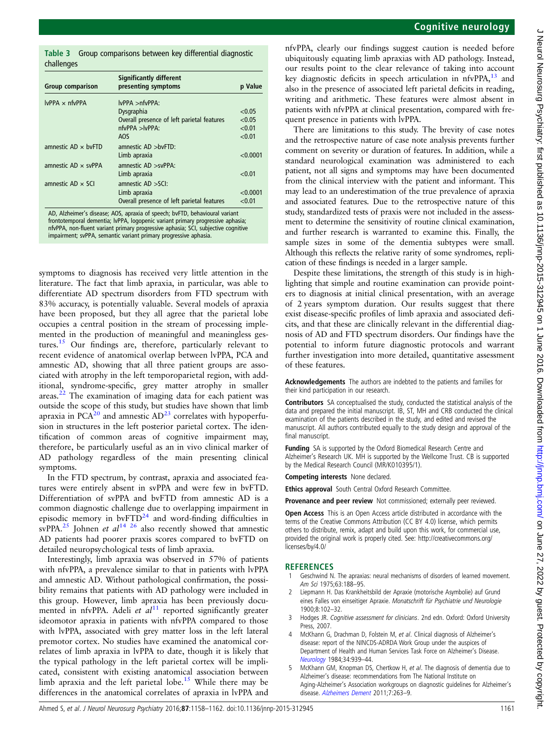Table 3 Group comparisons between key differential diagnostic challenges

| Group comparison | Significantly different presenting symptoms | p Value |
|---|---|---|
| lvPPA × nfvPPA | lvPPA >nfvPPA: | |
| | Dysgraphia | <0.05 |
| | Overall presence of left parietal features | <0.05 |
| | nfvPPA >lvPPA: | <0.01 |
| | AOS | <0.01 |
| amnestic AD × bvFTD | amnestic AD >bvFTD: | |
| | Limb apraxia | <0.0001 |
| amnestic AD × svPPA | amnestic AD >svPPA: | |
| | Limb apraxia | <0.01 |
| amnestic AD × SCI | amnestic AD >SCI: | |
| | Limb apraxia | <0.0001 |
| | Overall presence of left parietal features | <0.01 |

AD, Alzheimer's disease; AOS, apraxia of speech; bvFTD, behavioural variant frontotemporal dementia; lvPPA, logopenic variant primary progressive aphasia; nfvPPA, non-fluent variant primary progressive aphasia; SCI, subjective cognitive impairment; svPPA, semantic variant primary progressive aphasia.

symptoms to diagnosis has received very little attention in the literature. The fact that limb apraxia, in particular, was able to differentiate AD spectrum disorders from FTD spectrum with 83% accuracy, is potentially valuable. Several models of apraxia have been proposed, but they all agree that the parietal lobe occupies a central position in the stream of processing implemented in the production of meaningful and meaningless gestures.[15] Our findings are, therefore, particularly relevant to recent evidence of anatomical overlap between lvPPA, PCA and amnestic AD, showing that all three patient groups are associated with atrophy in the left temporoparietal region, with additional, syndrome-specific, grey matter atrophy in smaller areas.[22] The examination of imaging data for each patient was outside the scope of this study, but studies have shown that limb apraxia in PCA[20] and amnestic AD[23] correlates with hypoperfusion in structures in the left posterior parietal cortex. The identification of common areas of cognitive impairment may, therefore, be particularly useful as an in vivo clinical marker of AD pathology regardless of the main presenting clinical symptoms.

In the FTD spectrum, by contrast, apraxia and associated features were entirely absent in svPPA and were few in bvFTD. Differentiation of svPPA and bvFTD from amnestic AD is a common diagnostic challenge due to overlapping impairment in episodic memory in bvFTD[24] and word-finding difficulties in svPPA.[25] Johnen *et al*[14 26] also recently showed that amnestic AD patients had poorer praxis scores compared to bvFTD on detailed neuropsychological tests of limb apraxia.

Interestingly, limb apraxia was observed in 57% of patients with nfvPPA, a prevalence similar to that in patients with lvPPA and amnestic AD. Without pathological confirmation, the possibility remains that patients with AD pathology were included in this group. However, limb apraxia has been previously documented in nfvPPA. Adeli *et al*[11] reported significantly greater ideomotor apraxia in patients with nfvPPA compared to those with lvPPA, associated with grey matter loss in the left lateral premotor cortex. No studies have examined the anatomical correlates of limb apraxia in lvPPA to date, though it is likely that the typical pathology in the left parietal cortex will be implicated, consistent with existing anatomical association between limb apraxia and the left parietal lobe.[15] While there may be differences in the anatomical correlates of apraxia in lvPPA and nfvPPA, clearly our findings suggest caution is needed before ubiquitously equating limb apraxias with AD pathology. Instead, our results point to the clear relevance of taking into account key diagnostic deficits in speech articulation in nfvPPA,[13] and also in the presence of associated left parietal deficits in reading, writing and arithmetic. These features were almost absent in patients with nfvPPA at clinical presentation, compared with frequent presence in patients with lvPPA.

There are limitations to this study. The brevity of case notes and the retrospective nature of case note analysis prevents further comment on severity or duration of features. In addition, while a standard neurological examination was administered to each patient, not all signs and symptoms may have been documented from the clinical interview with the patient and informant. This may lead to an underestimation of the true prevalence of apraxia and associated features. Due to the retrospective nature of this study, standardized tests of praxis were not included in the assessment to determine the sensitivity of routine clinical examination, and further research is warranted to examine this. Finally, the sample sizes in some of the dementia subtypes were small. Although this reflects the relative rarity of some syndromes, replication of these findings is needed in a larger sample.

Despite these limitations, the strength of this study is in highlighting that simple and routine examination can provide pointers to diagnosis at initial clinical presentation, with an average of 2 years symptom duration. Our results suggest that there exist disease-specific profiles of limb apraxia and associated deficits, and that these are clinically relevant in the differential diagnosis of AD and FTD spectrum disorders. Our findings have the potential to inform future diagnostic protocols and warrant further investigation into more detailed, quantitative assessment of these features.

**Acknowledgements** The authors are indebted to the patients and families for their kind participation in our research.

**Contributors** SA conceptualised the study, conducted the statistical analysis of the data and prepared the initial manuscript. IB, ST, MH and CRB conducted the clinical examination of the patients described in the study, and edited and revised the manuscript. All authors contributed equally to the study design and approval of the final manuscript.

**Funding** SA is supported by the Oxford Biomedical Research Centre and Alzheimer's Research UK. MH is supported by the Wellcome Trust. CB is supported by the Medical Research Council (MR/K010395/1).

**Competing interests** None declared.

**Ethics approval** South Central Oxford Research Committee.

**Provenance and peer review** Not commissioned; externally peer reviewed.

**Open Access** This is an Open Access article distributed in accordance with the terms of the Creative Commons Attribution (CC BY 4.0) license, which permits others to distribute, remix, adapt and build upon this work, for commercial use, provided the original work is properly cited. See: http://creativecommons.org/licenses/by/4.0/

## REFERENCES

1. Geschwind N. The apraxias: neural mechanisms of disorders of learned movement. *Am Sci* 1975;63:188–95.
2. Liepmann H. Das Krankheitsbild der Apraxie (motorische Asymbolie) auf Grund eines Falles von einseitiger Apraxie. *Monatschrift für Psychiatrie und Neurologie* 1900;8:102–32.
3. Hodges JR. *Cognitive assessment for clinicians*. 2nd edn. Oxford: Oxford University Press, 2007.
4. McKhann G, Drachman D, Folstein M, *et al*. Clinical diagnosis of Alzheimer's disease: report of the NINCDS-ADRDA Work Group under the auspices of Department of Health and Human Services Task Force on Alzheimer's Disease. *Neurology* 1984;34:939–44.
5. McKhann GM, Knopman DS, Chertkow H, *et al*. The diagnosis of dementia due to Alzheimer's disease: recommendations from The National Institute on Aging-Alzheimer's Association workgroups on diagnostic guidelines for Alzheimer's disease. *Alzheimers Dement* 2011;7:263–9.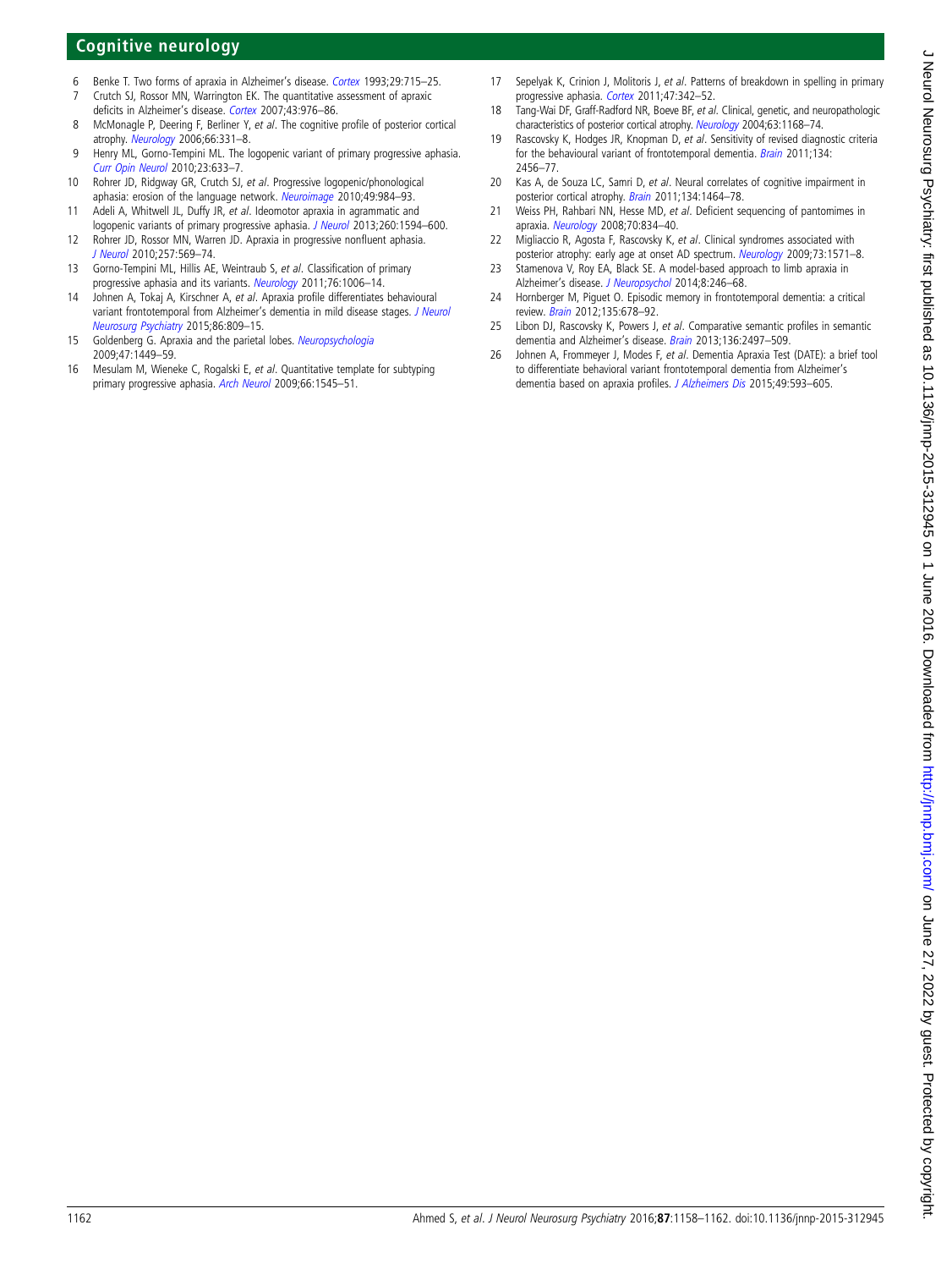6 Benke T. Two forms of apraxia in Alzheimer's disease. *Cortex* 1993;29:715–25.
7 Crutch SJ, Rossor MN, Warrington EK. The quantitative assessment of apraxic deficits in Alzheimer's disease. *Cortex* 2007;43:976–86.
8 McMonagle P, Deering F, Berliner Y, *et al*. The cognitive profile of posterior cortical atrophy. *Neurology* 2006;66:331–8.
9 Henry ML, Gorno-Tempini ML. The logopenic variant of primary progressive aphasia. *Curr Opin Neurol* 2010;23:633–7.
10 Rohrer JD, Ridgway GR, Crutch SJ, *et al*. Progressive logopenic/phonological aphasia: erosion of the language network. *Neuroimage* 2010;49:984–93.
11 Adeli A, Whitwell JL, Duffy JR, *et al*. Ideomotor apraxia in agrammatic and logopenic variants of primary progressive aphasia. *J Neurol* 2013;260:1594–600.
12 Rohrer JD, Rossor MN, Warren JD. Apraxia in progressive nonfluent aphasia. *J Neurol* 2010;257:569–74.
13 Gorno-Tempini ML, Hillis AE, Weintraub S, *et al*. Classification of primary progressive aphasia and its variants. *Neurology* 2011;76:1006–14.
14 Johnen A, Tokaj A, Kirschner A, *et al*. Apraxia profile differentiates behavioural variant frontotemporal from Alzheimer's dementia in mild disease stages. *J Neurol Neurosurg Psychiatry* 2015;86:809–15.
15 Goldenberg G. Apraxia and the parietal lobes. *Neuropsychologia* 2009;47:1449–59.
16 Mesulam M, Wieneke C, Rogalski E, *et al*. Quantitative template for subtyping primary progressive aphasia. *Arch Neurol* 2009;66:1545–51.
17 Sepelyak K, Crinion J, Molitoris J, *et al*. Patterns of breakdown in spelling in primary progressive aphasia. *Cortex* 2011;47:342–52.
18 Tang-Wai DF, Graff-Radford NR, Boeve BF, *et al*. Clinical, genetic, and neuropathologic characteristics of posterior cortical atrophy. *Neurology* 2004;63:1168–74.
19 Rascovsky K, Hodges JR, Knopman D, *et al*. Sensitivity of revised diagnostic criteria for the behavioural variant of frontotemporal dementia. *Brain* 2011;134:2456–77.
20 Kas A, de Souza LC, Samri D, *et al*. Neural correlates of cognitive impairment in posterior cortical atrophy. *Brain* 2011;134:1464–78.
21 Weiss PH, Rahbari NN, Hesse MD, *et al*. Deficient sequencing of pantomimes in apraxia. *Neurology* 2008;70:834–40.
22 Migliaccio R, Agosta F, Rascovsky K, *et al*. Clinical syndromes associated with posterior atrophy: early age at onset AD spectrum. *Neurology* 2009;73:1571–8.
23 Stamenova V, Roy EA, Black SE. A model-based approach to limb apraxia in Alzheimer's disease. *J Neuropsychol* 2014;8:246–68.
24 Hornberger M, Piguet O. Episodic memory in frontotemporal dementia: a critical review. *Brain* 2012;135:678–92.
25 Libon DJ, Rascovsky K, Powers J, *et al*. Comparative semantic profiles in semantic dementia and Alzheimer's disease. *Brain* 2013;136:2497–509.
26 Johnen A, Frommeyer J, Modes F, *et al*. Dementia Apraxia Test (DATE): a brief tool to differentiate behavioral variant frontotemporal dementia from Alzheimer's dementia based on apraxia profiles. *J Alzheimers Dis* 2015;49:593–605.